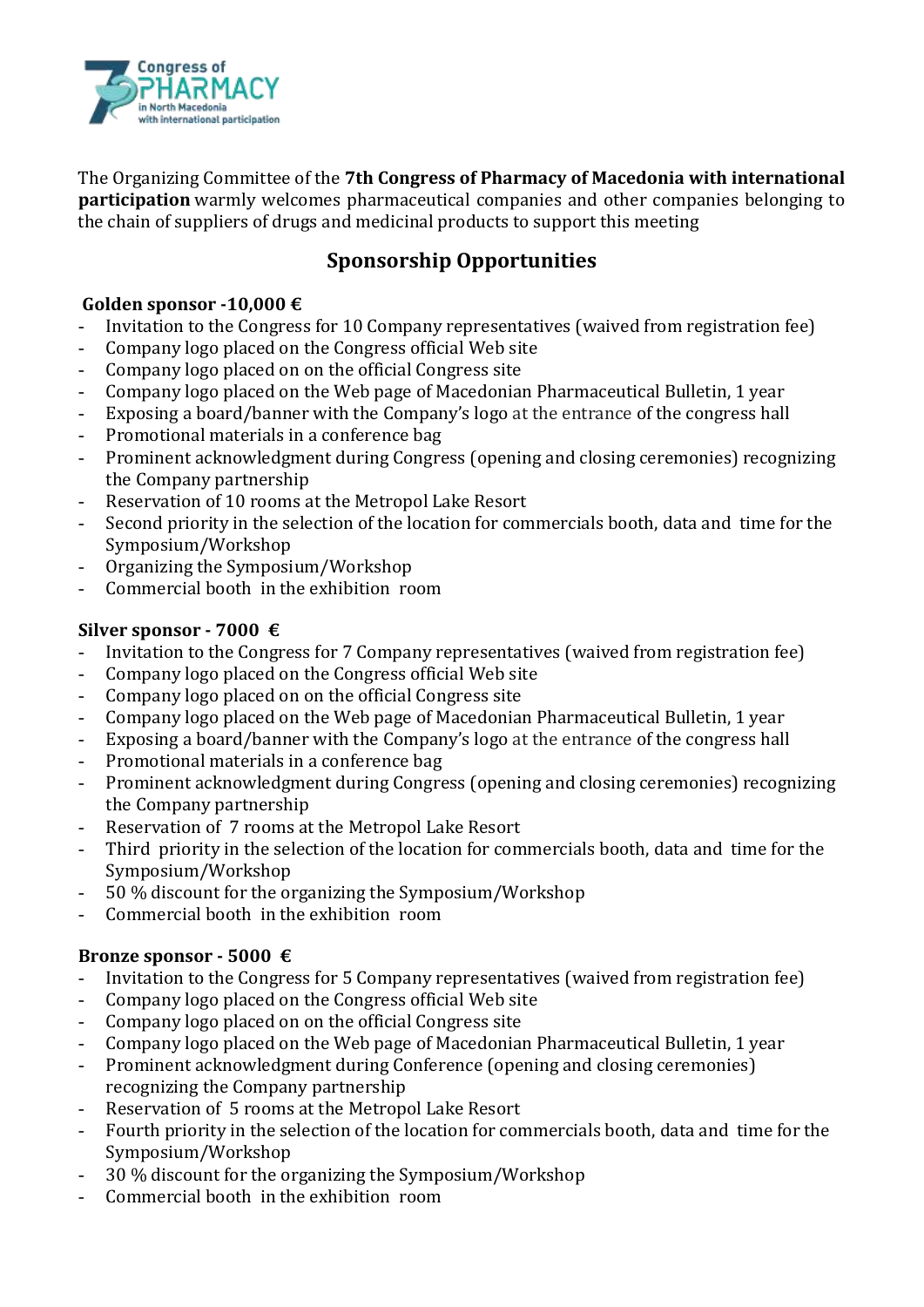The Organizing Committee of the **7th Congress of Pharmacy of Macedonia with international participation** warmly welcomes pharmaceutical companies and other companies belonging to the chain of suppliers of drugs and medicinal products to support this meeting

## Sponsorship Opportunities

**Golden sponsor -10,000 €**

- Invitation to the Congress for 10 Company representatives (waived from registration fee)
- Company logo placed on the Congress official Web site
- Company logo placed on on the official Congress site
- Company logo placed on the Web page of Macedonian Pharmaceutical Bulletin, 1 year
- Exposing a board/banner with the Company's logo at the entrance of the congress hall
- Promotional materials in a conference bag
- Prominent acknowledgment during Congress (opening and closing ceremonies) recognizing the Company partnership
- Reservation of 10 rooms at the Metropol Lake Resort
- Second priority in the selection of the location for commercials booth, data and time for the Symposium/Workshop
- Organizing the Symposium/Workshop
- Commercial booth in the exhibition room

**Silver sponsor - 7000 €**

- Invitation to the Congress for 7 Company representatives (waived from registration fee)
- Company logo placed on the Congress official Web site
- Company logo placed on on the official Congress site
- Company logo placed on the Web page of Macedonian Pharmaceutical Bulletin, 1 year
- Exposing a board/banner with the Company's logo at the entrance of the congress hall
- Promotional materials in a conference bag
- Prominent acknowledgment during Congress (opening and closing ceremonies) recognizing the Company partnership
- Reservation of 7 rooms at the Metropol Lake Resort
- Third priority in the selection of the location for commercials booth, data and time for the Symposium/Workshop
- 50 % discount for the organizing the Symposium/Workshop
- Commercial booth in the exhibition room

**Bronze sponsor - 5000 €**

- Invitation to the Congress for 5 Company representatives (waived from registration fee)
- Company logo placed on the Congress official Web site
- Company logo placed on on the official Congress site
- Company logo placed on the Web page of Macedonian Pharmaceutical Bulletin, 1 year
- Prominent acknowledgment during Conference (opening and closing ceremonies) recognizing the Company partnership
- Reservation of 5 rooms at the Metropol Lake Resort
- Fourth priority in the selection of the location for commercials booth, data and time for the Symposium/Workshop
- 30 % discount for the organizing the Symposium/Workshop
- Commercial booth in the exhibition room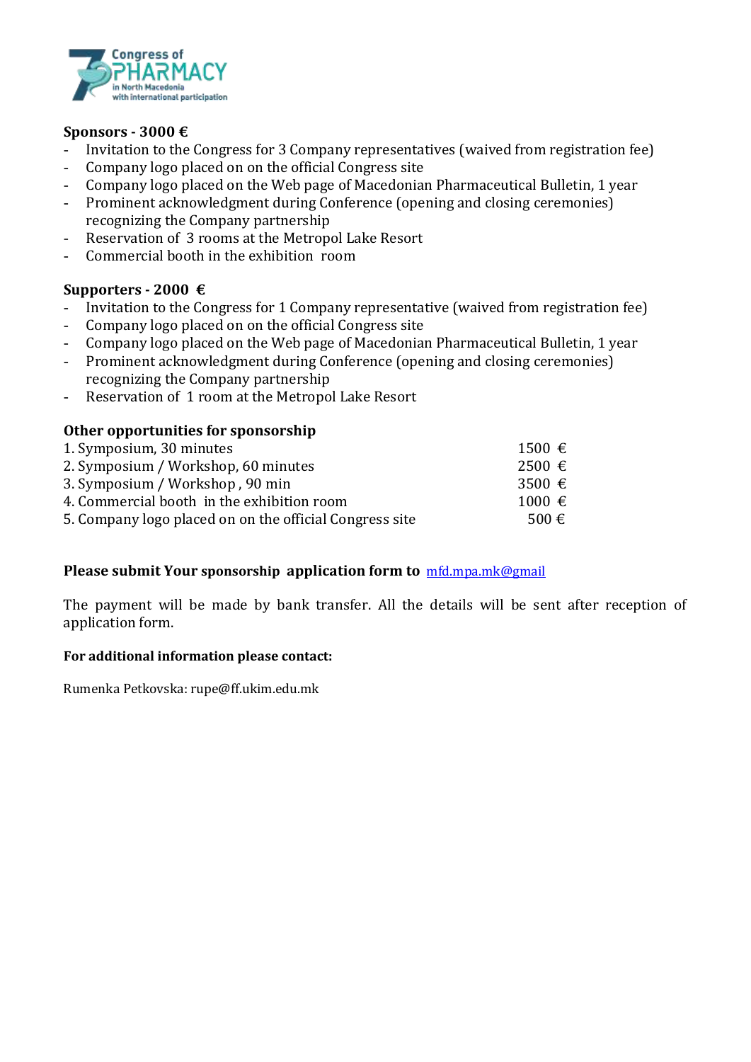**Sponsors - 3000 €**

- Invitation to the Congress for 3 Company representatives (waived from registration fee)
- Company logo placed on on the official Congress site
- Company logo placed on the Web page of Macedonian Pharmaceutical Bulletin, 1 year
- Prominent acknowledgment during Conference (opening and closing ceremonies) recognizing the Company partnership
- Reservation of 3 rooms at the Metropol Lake Resort
- Commercial booth in the exhibition room

**Supporters - 2000 €**

- Invitation to the Congress for 1 Company representative (waived from registration fee)
- Company logo placed on on the official Congress site
- Company logo placed on the Web page of Macedonian Pharmaceutical Bulletin, 1 year
- Prominent acknowledgment during Conference (opening and closing ceremonies) recognizing the Company partnership
- Reservation of 1 room at the Metropol Lake Resort

**Other opportunities for sponsorship**

| | |
|---|---|
| 1. Symposium, 30 minutes | 1500 € |
| 2. Symposium / Workshop, 60 minutes | 2500 € |
| 3. Symposium / Workshop , 90 min | 3500 € |
| 4. Commercial booth in the exhibition room | 1000 € |
| 5. Company logo placed on on the official Congress site | 500 € |

**Please submit Your sponsorship application form to** mfd.mpa.mk@gmail

The payment will be made by bank transfer. All the details will be sent after reception of application form.

**For additional information please contact:**

Rumenka Petkovska: rupe@ff.ukim.edu.mk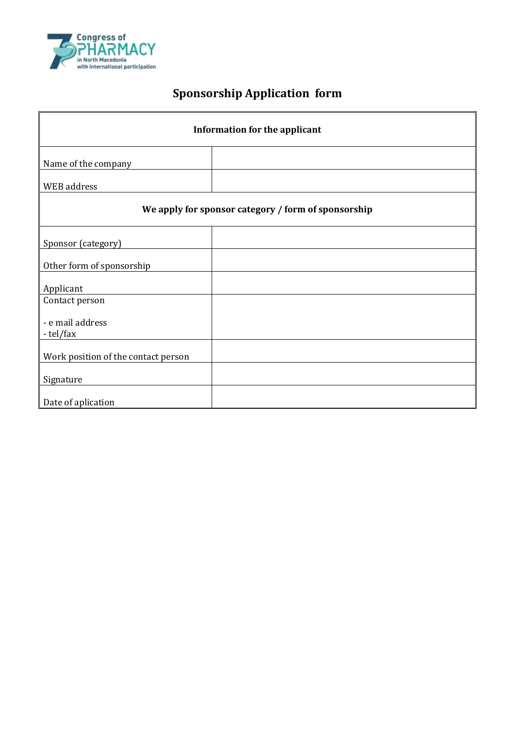Congress of PHARMACY in North Macedonia with international participation

# Sponsorship Application form

| Information for the applicant | |
|---|---|
| Name of the company | |
| WEB address | |
| **We apply for sponsor category / form of sponsorship** | |
| Sponsor (category) | |
| Other form of sponsorship | |
| Applicant | |
| Contact person<br><br>- e mail address<br>- tel/fax | |
| Work position of the contact person | |
| Signature | |
| Date of aplication | |